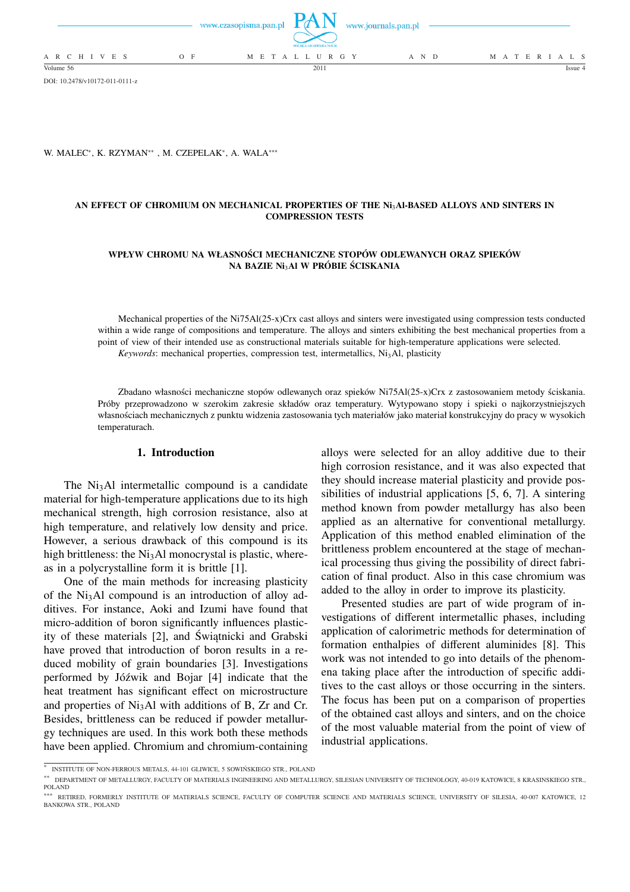DOI: 10.2478/v10172-011-0111-z

W. MALEC[*], K. RZYMAN[**], M. CZEPELAK[*], A. WALA[***]

# AN EFFECT OF CHROMIUM ON MECHANICAL PROPERTIES OF THE $Ni_3Al$-BASED ALLOYS AND SINTERS IN COMPRESSION TESTS

# WPŁYW CHROMU NA WŁASNOŚCI MECHANICZNE STOPÓW ODLEWANYCH ORAZ SPIEKÓW NA BAZIE $Ni_3Al$ W PRÓBIE ŚCISKANIA

Mechanical properties of the Ni75Al(25-x)Crx cast alloys and sinters were investigated using compression tests conducted within a wide range of compositions and temperature. The alloys and sinters exhibiting the best mechanical properties from a point of view of their intended use as constructional materials suitable for high-temperature applications were selected.

*Keywords*: mechanical properties, compression test, intermetallics, $Ni_3Al$, plasticity

Zbadano własności mechaniczne stopów odlewanych oraz spieków Ni75Al(25-x)Crx z zastosowaniem metody ściskania. Próby przeprowadzono w szerokim zakresie składów oraz temperatury. Wytypowano stopy i spieki o najkorzystniejszych własnościach mechanicznych z punktu widzenia zastosowania tych materiałów jako materiał konstrukcyjny do pracy w wysokich temperaturach.

## 1. Introduction

The $Ni_3Al$ intermetallic compound is a candidate material for high-temperature applications due to its high mechanical strength, high corrosion resistance, also at high temperature, and relatively low density and price. However, a serious drawback of this compound is its high brittleness: the $Ni_3Al$ monocrystal is plastic, whereas in a polycrystalline form it is brittle [1].

One of the main methods for increasing plasticity of the $Ni_3Al$ compound is an introduction of alloy additives. For instance, Aoki and Izumi have found that micro-addition of boron significantly influences plasticity of these materials [2], and Świątnicki and Grabski have proved that introduction of boron results in a reduced mobility of grain boundaries [3]. Investigations performed by Jóźwik and Bojar [4] indicate that the heat treatment has significant effect on microstructure and properties of $Ni_3Al$ with additions of B, Zr and Cr. Besides, brittleness can be reduced if powder metallurgy techniques are used. In this work both these methods have been applied. Chromium and chromium-containing alloys were selected for an alloy additive due to their high corrosion resistance, and it was also expected that they should increase material plasticity and provide possibilities of industrial applications [5, 6, 7]. A sintering method known from powder metallurgy has also been applied as an alternative for conventional metallurgy. Application of this method enabled elimination of the brittleness problem encountered at the stage of mechanical processing thus giving the possibility of direct fabrication of final product. Also in this case chromium was added to the alloy in order to improve its plasticity.

Presented studies are part of wide program of investigations of different intermetallic phases, including application of calorimetric methods for determination of formation enthalpies of different aluminides [8]. This work was not intended to go into details of the phenomena taking place after the introduction of specific additives to the cast alloys or those occurring in the sinters. The focus has been put on a comparison of properties of the obtained cast alloys and sinters, and on the choice of the most valuable material from the point of view of industrial applications.

[*] INSTITUTE OF NON-FERROUS METALS, 44-101 GLIWICE, 5 SOWIŃSKIEGO STR., POLAND

[**] DEPARTMENT OF METALLURGY, FACULTY OF MATERIALS INGINEERING AND METALLURGY, SILESIAN UNIVERSITY OF TECHNOLOGY, 40-019 KATOWICE, 8 KRASINSKIEGO STR., POLAND

[***] RETIRED, FORMERLY INSTITUTE OF MATERIALS SCIENCE, FACULTY OF COMPUTER SCIENCE AND MATERIALS SCIENCE, UNIVERSITY OF SILESIA, 40-007 KATOWICE, 12 BANKOWA STR., POLAND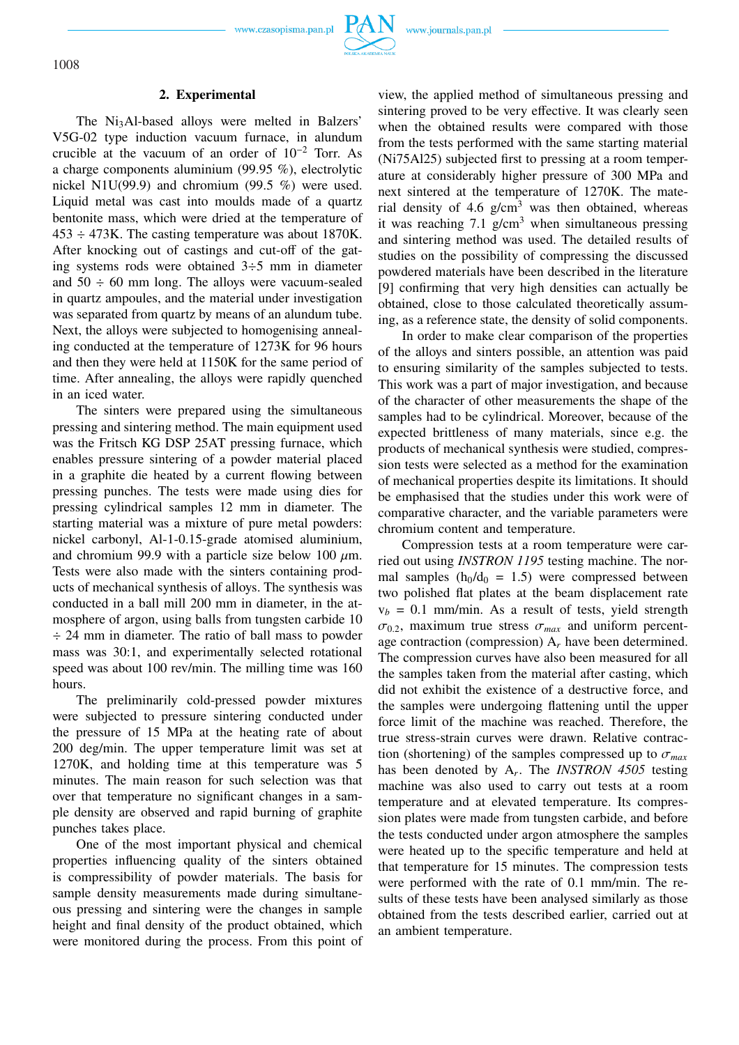## 2. Experimental

The $Ni_3Al$-based alloys were melted in Balzers' V5G-02 type induction vacuum furnace, in alundum crucible at the vacuum of an order of $10^{-2}$ Torr. As a charge components aluminium (99.95 %), electrolytic nickel N1U(99.9) and chromium (99.5 %) were used. Liquid metal was cast into moulds made of a quartz bentonite mass, which were dried at the temperature of 453 ÷ 473K. The casting temperature was about 1870K. After knocking out of castings and cut-off of the gating systems rods were obtained 3÷5 mm in diameter and 50 ÷ 60 mm long. The alloys were vacuum-sealed in quartz ampoules, and the material under investigation was separated from quartz by means of an alundum tube. Next, the alloys were subjected to homogenising annealing conducted at the temperature of 1273K for 96 hours and then they were held at 1150K for the same period of time. After annealing, the alloys were rapidly quenched in an iced water.

The sinters were prepared using the simultaneous pressing and sintering method. The main equipment used was the Fritsch KG DSP 25AT pressing furnace, which enables pressure sintering of a powder material placed in a graphite die heated by a current flowing between pressing punches. The tests were made using dies for pressing cylindrical samples 12 mm in diameter. The starting material was a mixture of pure metal powders: nickel carbonyl, Al-1-0.15-grade atomised aluminium, and chromium 99.9 with a particle size below 100 $\mu$m. Tests were also made with the sinters containing products of mechanical synthesis of alloys. The synthesis was conducted in a ball mill 200 mm in diameter, in the atmosphere of argon, using balls from tungsten carbide 10 ÷ 24 mm in diameter. The ratio of ball mass to powder mass was 30:1, and experimentally selected rotational speed was about 100 rev/min. The milling time was 160 hours.

The preliminarily cold-pressed powder mixtures were subjected to pressure sintering conducted under the pressure of 15 MPa at the heating rate of about 200 deg/min. The upper temperature limit was set at 1270K, and holding time at this temperature was 5 minutes. The main reason for such selection was that over that temperature no significant changes in a sample density are observed and rapid burning of graphite punches takes place.

One of the most important physical and chemical properties influencing quality of the sinters obtained is compressibility of powder materials. The basis for sample density measurements made during simultaneous pressing and sintering were the changes in sample height and final density of the product obtained, which were monitored during the process. From this point of view, the applied method of simultaneous pressing and sintering proved to be very effective. It was clearly seen when the obtained results were compared with those from the tests performed with the same starting material (Ni75Al25) subjected first to pressing at a room temperature at considerably higher pressure of 300 MPa and next sintered at the temperature of 1270K. The material density of 4.6 g/cm$^3$ was then obtained, whereas it was reaching 7.1 g/cm$^3$ when simultaneous pressing and sintering method was used. The detailed results of studies on the possibility of compressing the discussed powdered materials have been described in the literature [9] confirming that very high densities can actually be obtained, close to those calculated theoretically assuming, as a reference state, the density of solid components.

In order to make clear comparison of the properties of the alloys and sinters possible, an attention was paid to ensuring similarity of the samples subjected to tests. This work was a part of major investigation, and because of the character of other measurements the shape of the samples had to be cylindrical. Moreover, because of the expected brittleness of many materials, since e.g. the products of mechanical synthesis were studied, compression tests were selected as a method for the examination of mechanical properties despite its limitations. It should be emphasised that the studies under this work were of comparative character, and the variable parameters were chromium content and temperature.

Compression tests at a room temperature were carried out using *INSTRON 1195* testing machine. The normal samples ($h_0/d_0$ = 1.5) were compressed between two polished flat plates at the beam displacement rate $v_b$ = 0.1 mm/min. As a result of tests, yield strength $\sigma_{0.2}$, maximum true stress $\sigma_{max}$ and uniform percentage contraction (compression) $A_r$ have been determined. The compression curves have also been measured for all the samples taken from the material after casting, which did not exhibit the existence of a destructive force, and the samples were undergoing flattening until the upper force limit of the machine was reached. Therefore, the true stress-strain curves were drawn. Relative contraction (shortening) of the samples compressed up to $\sigma_{max}$ has been denoted by $A_r$. The *INSTRON 4505* testing machine was also used to carry out tests at a room temperature and at elevated temperature. Its compression plates were made from tungsten carbide, and before the tests conducted under argon atmosphere the samples were heated up to the specific temperature and held at that temperature for 15 minutes. The compression tests were performed with the rate of 0.1 mm/min. The results of these tests have been analysed similarly as those obtained from the tests described earlier, carried out at an ambient temperature.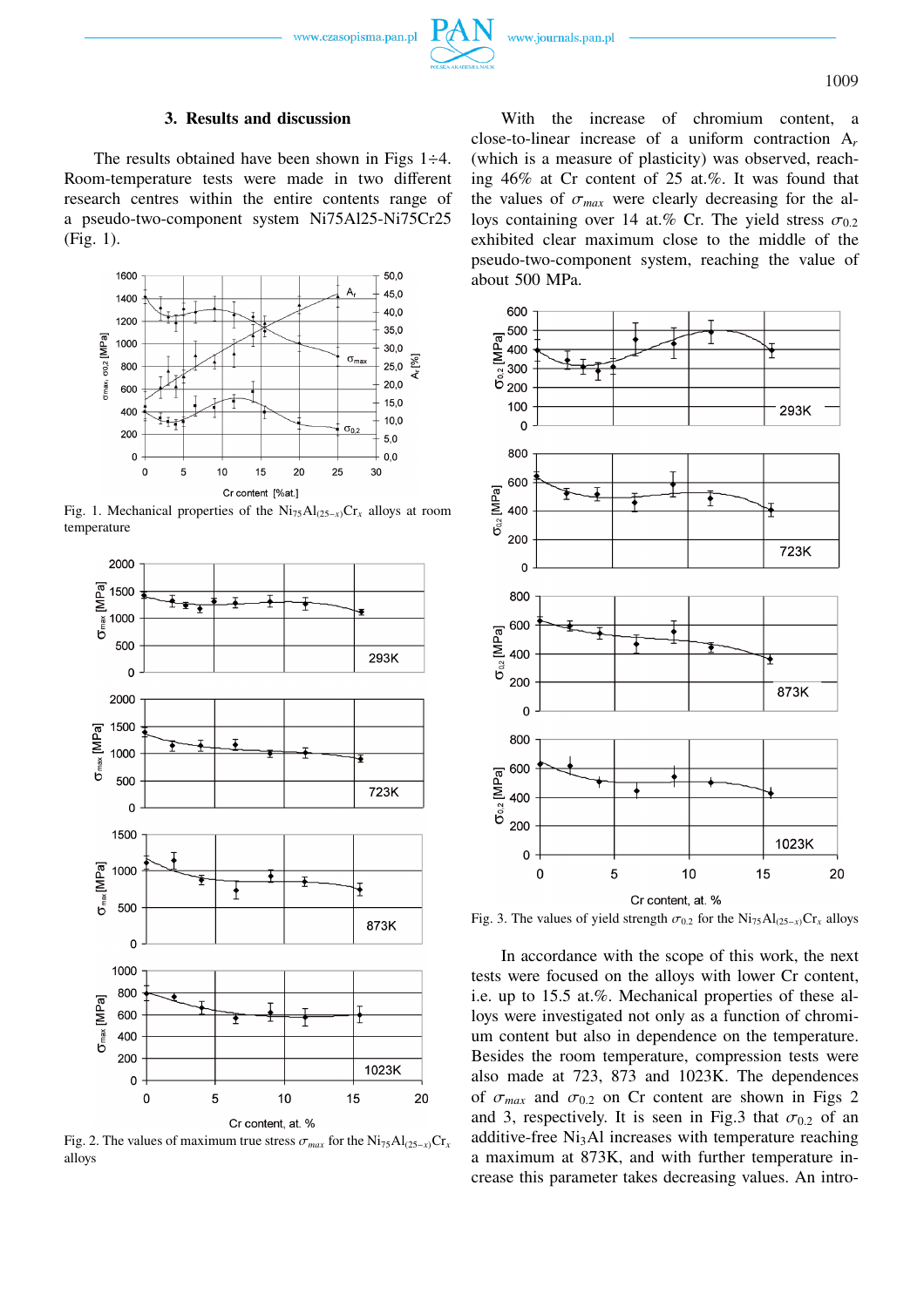## 3. Results and discussion

The results obtained have been shown in Figs 1÷4. Room-temperature tests were made in two different research centres within the entire contents range of a pseudo-two-component system Ni75Al25-Ni75Cr25 (Fig. 1).

Fig. 1. Mechanical properties of the $Ni_{75}Al_{(25-x)}Cr_x$ alloys at room temperature

Fig. 2. The values of maximum true stress $\sigma_{max}$ for the $Ni_{75}Al_{(25-x)}Cr_x$ alloys

With the increase of chromium content, a close-to-linear increase of a uniform contraction $A_r$ (which is a measure of plasticity) was observed, reaching 46% at Cr content of 25 at.%. It was found that the values of $\sigma_{max}$ were clearly decreasing for the alloys containing over 14 at.% Cr. The yield stress $\sigma_{0.2}$ exhibited clear maximum close to the middle of the pseudo-two-component system, reaching the value of about 500 MPa.

Fig. 3. The values of yield strength $\sigma_{0.2}$ for the $Ni_{75}Al_{(25-x)}Cr_x$ alloys

In accordance with the scope of this work, the next tests were focused on the alloys with lower Cr content, i.e. up to 15.5 at.%. Mechanical properties of these alloys were investigated not only as a function of chromium content but also in dependence on the temperature. Besides the room temperature, compression tests were also made at 723, 873 and 1023K. The dependences of $\sigma_{max}$ and $\sigma_{0.2}$ on Cr content are shown in Figs 2 and 3, respectively. It is seen in Fig.3 that $\sigma_{0.2}$ of an additive-free $Ni_3Al$ increases with temperature reaching a maximum at 873K, and with further temperature increase this parameter takes decreasing values. An intro-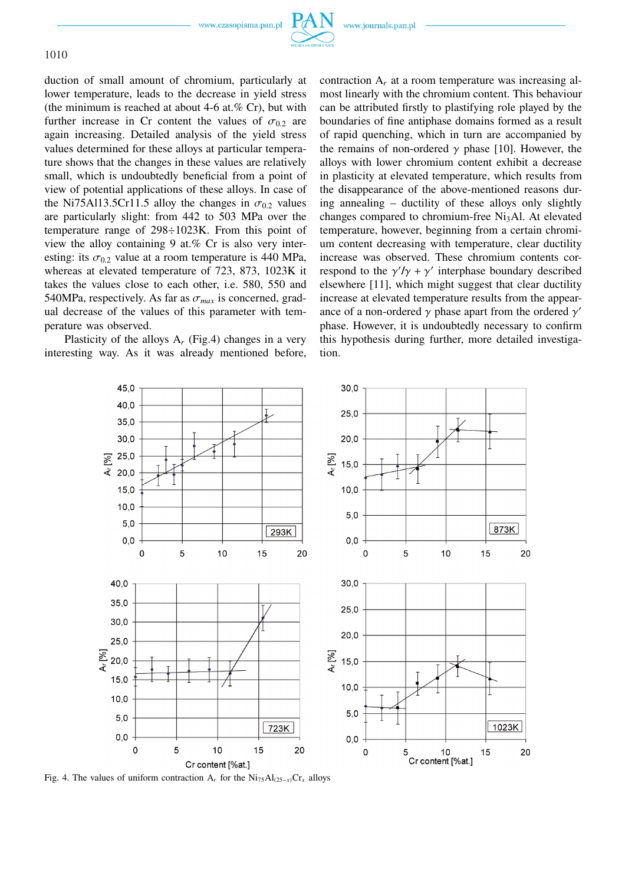duction of small amount of chromium, particularly at lower temperature, leads to the decrease in yield stress (the minimum is reached at about 4-6 at.% Cr), but with further increase in Cr content the values of $\sigma_{0.2}$ are again increasing. Detailed analysis of the yield stress values determined for these alloys at particular temperature shows that the changes in these values are relatively small, which is undoubtedly beneficial from a point of view of potential applications of these alloys. In case of the Ni75Al13.5Cr11.5 alloy the changes in $\sigma_{0.2}$ values are particularly slight: from 442 to 503 MPa over the temperature range of 298÷1023K. From this point of view the alloy containing 9 at.% Cr is also very interesting: its $\sigma_{0.2}$ value at a room temperature is 440 MPa, whereas at elevated temperature of 723, 873, 1023K it takes the values close to each other, i.e. 580, 550 and 540MPa, respectively. As far as $\sigma_{max}$ is concerned, gradual decrease of the values of this parameter with temperature was observed.

Plasticity of the alloys $A_r$ (Fig.4) changes in a very interesting way. As it was already mentioned before, contraction $A_r$ at a room temperature was increasing almost linearly with the chromium content. This behaviour can be attributed firstly to plastifying role played by the boundaries of fine antiphase domains formed as a result of rapid quenching, which in turn are accompanied by the remains of non-ordered $\gamma$ phase [10]. However, the alloys with lower chromium content exhibit a decrease in plasticity at elevated temperature, which results from the disappearance of the above-mentioned reasons during annealing – ductility of these alloys only slightly changes compared to chromium-free $Ni_3Al$. At elevated temperature, however, beginning from a certain chromium content decreasing with temperature, clear ductility increase was observed. These chromium contents correspond to the $\gamma'/\gamma + \gamma'$ interphase boundary described elsewhere [11], which might suggest that clear ductility increase at elevated temperature results from the appearance of a non-ordered $\gamma$ phase apart from the ordered $\gamma'$ phase. However, it is undoubtedly necessary to confirm this hypothesis during further, more detailed investigation.

Fig. 4. The values of uniform contraction $A_r$ for the $Ni_{75}Al_{(25-x)}Cr_x$ alloys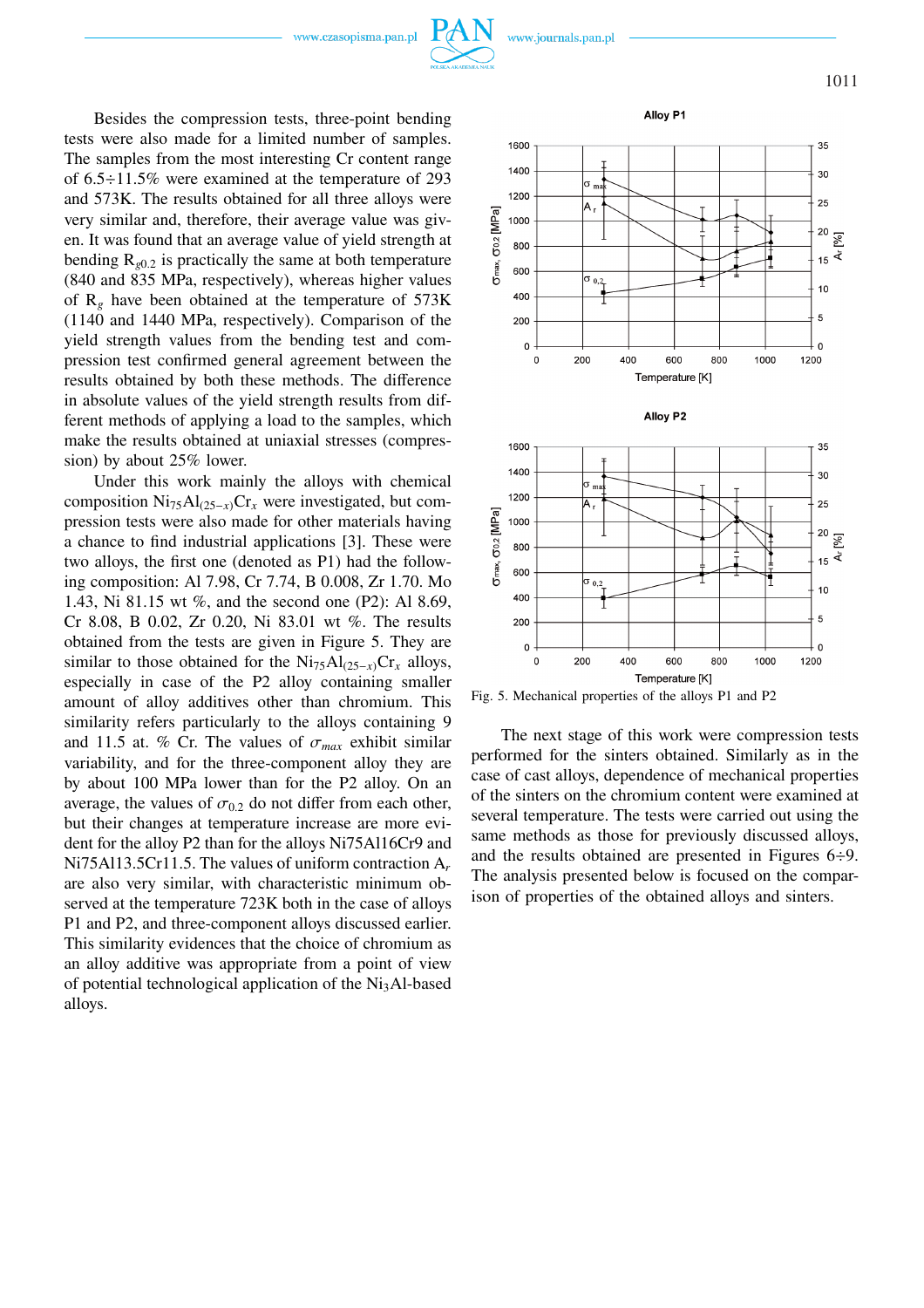Besides the compression tests, three-point bending tests were also made for a limited number of samples. The samples from the most interesting Cr content range of 6.5÷11.5% were examined at the temperature of 293 and 573K. The results obtained for all three alloys were very similar and, therefore, their average value was given. It was found that an average value of yield strength at bending $R_{g0.2}$ is practically the same at both temperature (840 and 835 MPa, respectively), whereas higher values of $R_g$ have been obtained at the temperature of 573K (1140 and 1440 MPa, respectively). Comparison of the yield strength values from the bending test and compression test confirmed general agreement between the results obtained by both these methods. The difference in absolute values of the yield strength results from different methods of applying a load to the samples, which make the results obtained at uniaxial stresses (compression) by about 25% lower.

Under this work mainly the alloys with chemical composition $Ni_{75}Al_{(25-x)}Cr_x$ were investigated, but compression tests were also made for other materials having a chance to find industrial applications [3]. These were two alloys, the first one (denoted as P1) had the following composition: Al 7.98, Cr 7.74, B 0.008, Zr 1.70. Mo 1.43, Ni 81.15 wt %, and the second one (P2): Al 8.69, Cr 8.08, B 0.02, Zr 0.20, Ni 83.01 wt %. The results obtained from the tests are given in Figure 5. They are similar to those obtained for the $Ni_{75}Al_{(25-x)}Cr_x$ alloys, especially in case of the P2 alloy containing smaller amount of alloy additives other than chromium. This similarity refers particularly to the alloys containing 9 and 11.5 at. % Cr. The values of $\sigma_{max}$ exhibit similar variability, and for the three-component alloy they are by about 100 MPa lower than for the P2 alloy. On an average, the values of $\sigma_{0.2}$ do not differ from each other, but their changes at temperature increase are more evident for the alloy P2 than for the alloys Ni75Al16Cr9 and Ni75Al13.5Cr11.5. The values of uniform contraction $A_r$ are also very similar, with characteristic minimum observed at the temperature 723K both in the case of alloys P1 and P2, and three-component alloys discussed earlier. This similarity evidences that the choice of chromium as an alloy additive was appropriate from a point of view of potential technological application of the $Ni_3Al$-based alloys.

Fig. 5. Mechanical properties of the alloys P1 and P2

The next stage of this work were compression tests performed for the sinters obtained. Similarly as in the case of cast alloys, dependence of mechanical properties of the sinters on the chromium content were examined at several temperature. The tests were carried out using the same methods as those for previously discussed alloys, and the results obtained are presented in Figures 6÷9. The analysis presented below is focused on the comparison of properties of the obtained alloys and sinters.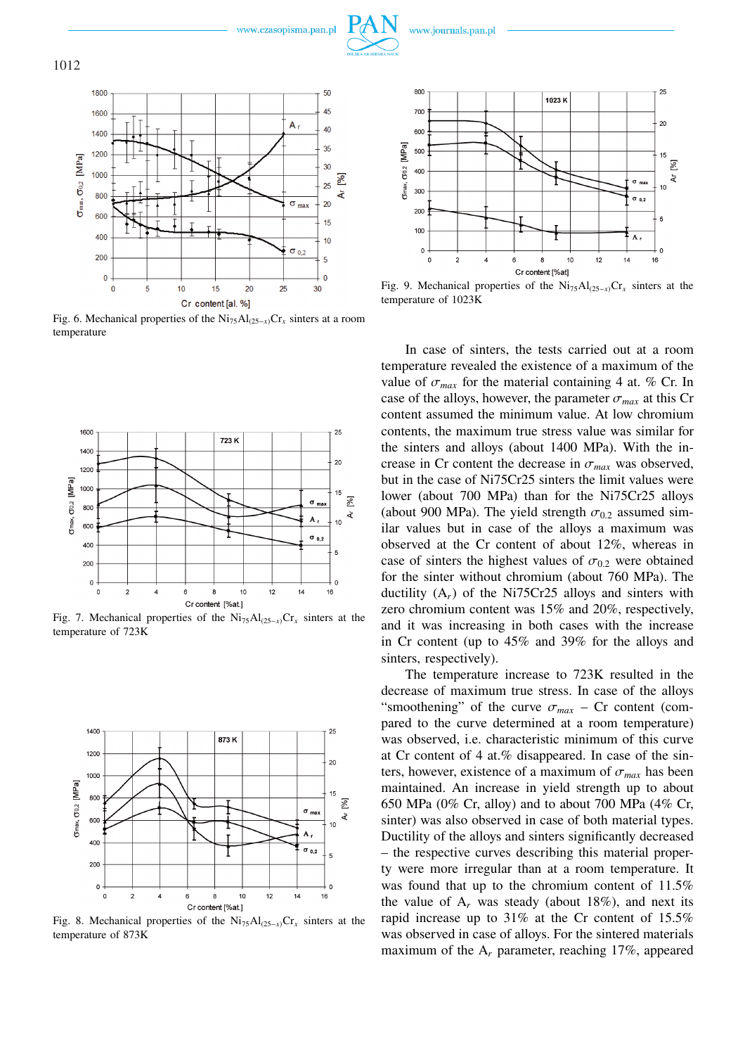Fig. 6. Mechanical properties of the $Ni_{75}Al_{(25-x)}Cr_x$ sinters at a room temperature

Fig. 7. Mechanical properties of the $Ni_{75}Al_{(25-x)}Cr_x$ sinters at the temperature of 723K

Fig. 8. Mechanical properties of the $Ni_{75}Al_{(25-x)}Cr_x$ sinters at the temperature of 873K

Fig. 9. Mechanical properties of the $Ni_{75}Al_{(25-x)}Cr_x$ sinters at the temperature of 1023K

In case of sinters, the tests carried out at a room temperature revealed the existence of a maximum of the value of $\sigma_{max}$ for the material containing 4 at. % Cr. In case of the alloys, however, the parameter $\sigma_{max}$ at this Cr content assumed the minimum value. At low chromium contents, the maximum true stress value was similar for the sinters and alloys (about 1400 MPa). With the increase in Cr content the decrease in $\sigma_{max}$ was observed, but in the case of Ni75Cr25 sinters the limit values were lower (about 700 MPa) than for the Ni75Cr25 alloys (about 900 MPa). The yield strength $\sigma_{0.2}$ assumed similar values but in case of the alloys a maximum was observed at the Cr content of about 12%, whereas in case of sinters the highest values of $\sigma_{0.2}$ were obtained for the sinter without chromium (about 760 MPa). The ductility ($A_r$) of the Ni75Cr25 alloys and sinters with zero chromium content was 15% and 20%, respectively, and it was increasing in both cases with the increase in Cr content (up to 45% and 39% for the alloys and sinters, respectively).

The temperature increase to 723K resulted in the decrease of maximum true stress. In case of the alloys "smoothening" of the curve $\sigma_{max}$ – Cr content (compared to the curve determined at a room temperature) was observed, i.e. characteristic minimum of this curve at Cr content of 4 at.% disappeared. In case of the sinters, however, existence of a maximum of $\sigma_{max}$ has been maintained. An increase in yield strength up to about 650 MPa (0% Cr, alloy) and to about 700 MPa (4% Cr, sinter) was also observed in case of both material types. Ductility of the alloys and sinters significantly decreased – the respective curves describing this material property were more irregular than at a room temperature. It was found that up to the chromium content of 11.5% the value of $A_r$ was steady (about 18%), and next its rapid increase up to 31% at the Cr content of 15.5% was observed in case of alloys. For the sintered materials maximum of the $A_r$ parameter, reaching 17%, appeared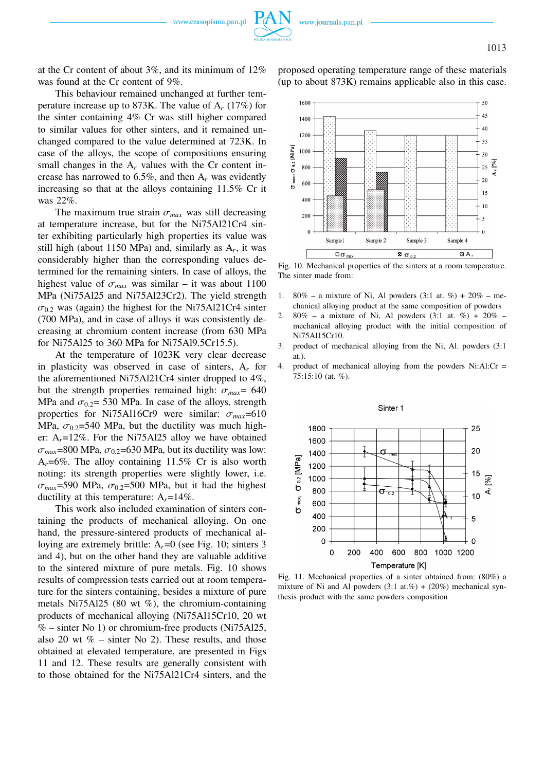at the Cr content of about 3%, and its minimum of 12% was found at the Cr content of 9%.

This behaviour remained unchanged at further temperature increase up to 873K. The value of $A_r$ (17%) for the sinter containing 4% Cr was still higher compared to similar values for other sinters, and it remained unchanged compared to the value determined at 723K. In case of the alloys, the scope of compositions ensuring small changes in the $A_r$ values with the Cr content increase has narrowed to 6.5%, and then $A_r$ was evidently increasing so that at the alloys containing 11.5% Cr it was 22%.

The maximum true strain $\sigma_{max}$ was still decreasing at temperature increase, but for the Ni75Al21Cr4 sinter exhibiting particularly high properties its value was still high (about 1150 MPa) and, similarly as $A_r$, it was considerably higher than the corresponding values determined for the remaining sinters. In case of alloys, the highest value of $\sigma_{max}$ was similar – it was about 1100 MPa (Ni75Al25 and Ni75Al23Cr2). The yield strength $\sigma_{0.2}$ was (again) the highest for the Ni75Al21Cr4 sinter (700 MPa), and in case of alloys it was consistently decreasing at chromium content increase (from 630 MPa for Ni75Al25 to 360 MPa for Ni75Al9.5Cr15.5).

At the temperature of 1023K very clear decrease in plasticity was observed in case of sinters, $A_r$ for the aforementioned Ni75Al21Cr4 sinter dropped to 4%, but the strength properties remained high: $\sigma_{max}$= 640 MPa and $\sigma_{0.2}$= 530 MPa. In case of the alloys, strength properties for Ni75Al16Cr9 were similar: $\sigma_{max}$=610 MPa, $\sigma_{0.2}$=540 MPa, but the ductility was much higher: $A_r$=12%. For the Ni75Al25 alloy we have obtained $\sigma_{max}$=800 MPa, $\sigma_{0.2}$=630 MPa, but its ductility was low: $A_r$=6%. The alloy containing 11.5% Cr is also worth noting: its strength properties were slightly lower, i.e. $\sigma_{max}$=590 MPa, $\sigma_{0.2}$=500 MPa, but it had the highest ductility at this temperature: $A_r$=14%.

This work also included examination of sinters containing the products of mechanical alloying. On one hand, the pressure-sintered products of mechanical alloying are extremely brittle: $A_r$=0 (see Fig. 10; sinters 3 and 4), but on the other hand they are valuable additive to the sintered mixture of pure metals. Fig. 10 shows results of compression tests carried out at room temperature for the sinters containing, besides a mixture of pure metals Ni75Al25 (80 wt %), the chromium-containing products of mechanical alloying (Ni75Al15Cr10, 20 wt % – sinter No 1) or chromium-free products (Ni75Al25, also 20 wt % – sinter No 2). These results, and those obtained at elevated temperature, are presented in Figs 11 and 12. These results are generally consistent with to those obtained for the Ni75Al21Cr4 sinters, and the proposed operating temperature range of these materials (up to about 873K) remains applicable also in this case.

Fig. 10. Mechanical properties of the sinters at a room temperature. The sinter made from:

1. 80% – a mixture of Ni, Al powders (3:1 at. %) + 20% – mechanical alloying product at the same composition of powders
2. 80% – a mixture of Ni, Al powders (3:1 at. %) + 20% – mechanical alloying product with the initial composition of Ni75Al15Cr10.
3. product of mechanical alloying from the Ni, Al. powders (3:1 at.).
4. product of mechanical alloying from the powders Ni:Al:Cr = 75:15:10 (at. %).

Fig. 11. Mechanical properties of a sinter obtained from: (80%) a mixture of Ni and Al powders (3:1 at.%) + (20%) mechanical synthesis product with the same powders composition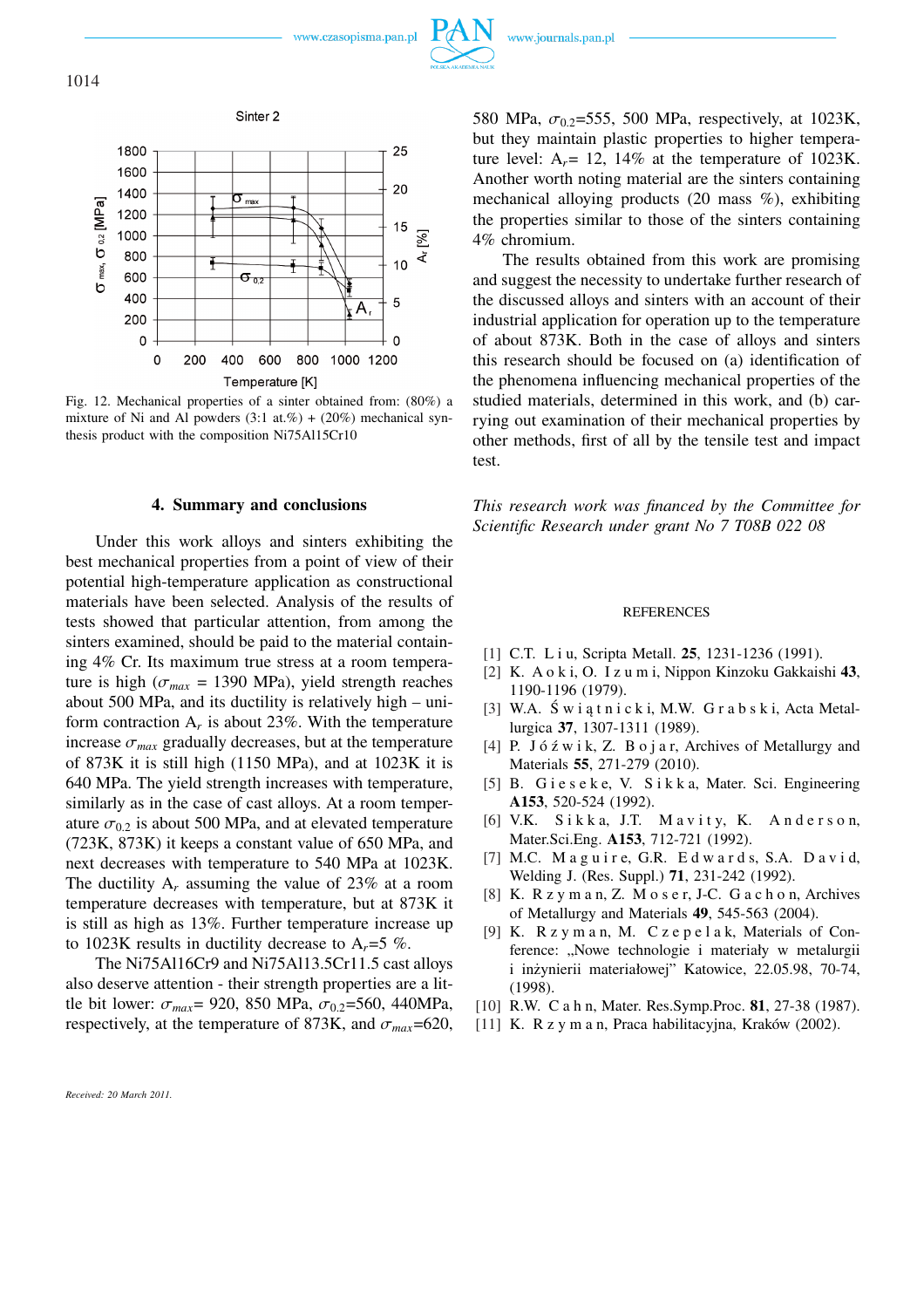Sinter 2

1800
1600
1400
1200
1000
800
600
400
200
0

25
20
15
10
5
0

0 200 400 600 800 1000 1200

Temperature [K]

$\sigma_{max}$, $\sigma_{0.2}$ [MPa]

$A_r$ [%]

$\sigma_{max}$

$\sigma_{0.2}$

$A_r$

Fig. 12. Mechanical properties of a sinter obtained from: (80%) a mixture of Ni and Al powders (3:1 at.%) + (20%) mechanical synthesis product with the composition Ni75Al15Cr10

## 4. Summary and conclusions

Under this work alloys and sinters exhibiting the best mechanical properties from a point of view of their potential high-temperature application as constructional materials have been selected. Analysis of the results of tests showed that particular attention, from among the sinters examined, should be paid to the material containing 4% Cr. Its maximum true stress at a room temperature is high ($\sigma_{max}$ = 1390 MPa), yield strength reaches about 500 MPa, and its ductility is relatively high – uniform contraction $A_r$ is about 23%. With the temperature increase $\sigma_{max}$ gradually decreases, but at the temperature of 873K it is still high (1150 MPa), and at 1023K it is 640 MPa. The yield strength increases with temperature, similarly as in the case of cast alloys. At a room temperature $\sigma_{0.2}$ is about 500 MPa, and at elevated temperature (723K, 873K) it keeps a constant value of 650 MPa, and next decreases with temperature to 540 MPa at 1023K. The ductility $A_r$ assuming the value of 23% at a room temperature decreases with temperature, but at 873K it is still as high as 13%. Further temperature increase up to 1023K results in ductility decrease to $A_r$=5 %.

The Ni75Al16Cr9 and Ni75Al13.5Cr11.5 cast alloys also deserve attention - their strength properties are a little bit lower: $\sigma_{max}$= 920, 850 MPa, $\sigma_{0.2}$=560, 440MPa, respectively, at the temperature of 873K, and $\sigma_{max}$=620, 580 MPa, $\sigma_{0.2}$=555, 500 MPa, respectively, at 1023K, but they maintain plastic properties to higher temperature level: $A_r$= 12, 14% at the temperature of 1023K. Another worth noting material are the sinters containing mechanical alloying products (20 mass %), exhibiting the properties similar to those of the sinters containing 4% chromium.

The results obtained from this work are promising and suggest the necessity to undertake further research of the discussed alloys and sinters with an account of their industrial application for operation up to the temperature of about 873K. Both in the case of alloys and sinters this research should be focused on (a) identification of the phenomena influencing mechanical properties of the studied materials, determined in this work, and (b) carrying out examination of their mechanical properties by other methods, first of all by the tensile test and impact test.

*This research work was financed by the Committee for Scientific Research under grant No 7 T08B 022 08*

### REFERENCES

[1] C.T. L i u, Scripta Metall. **25**, 1231-1236 (1991).
[2] K. A o k i, O. I z u m i, Nippon Kinzoku Gakkaishi **43**, 1190-1196 (1979).
[3] W.A. Ś w i ą t n i c k i, M.W. G r a b s k i, Acta Metallurgica **37**, 1307-1311 (1989).
[4] P. J ó ź w i k, Z. B o j a r, Archives of Metallurgy and Materials **55**, 271-279 (2010).
[5] B. G i e s e k e, V. S i k k a, Mater. Sci. Engineering **A153**, 520-524 (1992).
[6] V.K. S i k k a, J.T. M a v i t y, K. A n d e r s o n, Mater.Sci.Eng. **A153**, 712-721 (1992).
[7] M.C. M a g u i r e, G.R. E d w a r d s, S.A. D a v i d, Welding J. (Res. Suppl.) **71**, 231-242 (1992).
[8] K. R z y m a n, Z. M o s e r, J-C. G a c h o n, Archives of Metallurgy and Materials **49**, 545-563 (2004).
[9] K. R z y m a n, M. C z e p e l a k, Materials of Conference: „Nowe technologie i materiały w metalurgii i inżynierii materiałowej" Katowice, 22.05.98, 70-74, (1998).
[10] R.W. C a h n, Mater. Res.Symp.Proc. **81**, 27-38 (1987).
[11] K. R z y m a n, Praca habilitacyjna, Kraków (2002).

*Received: 20 March 2011.*